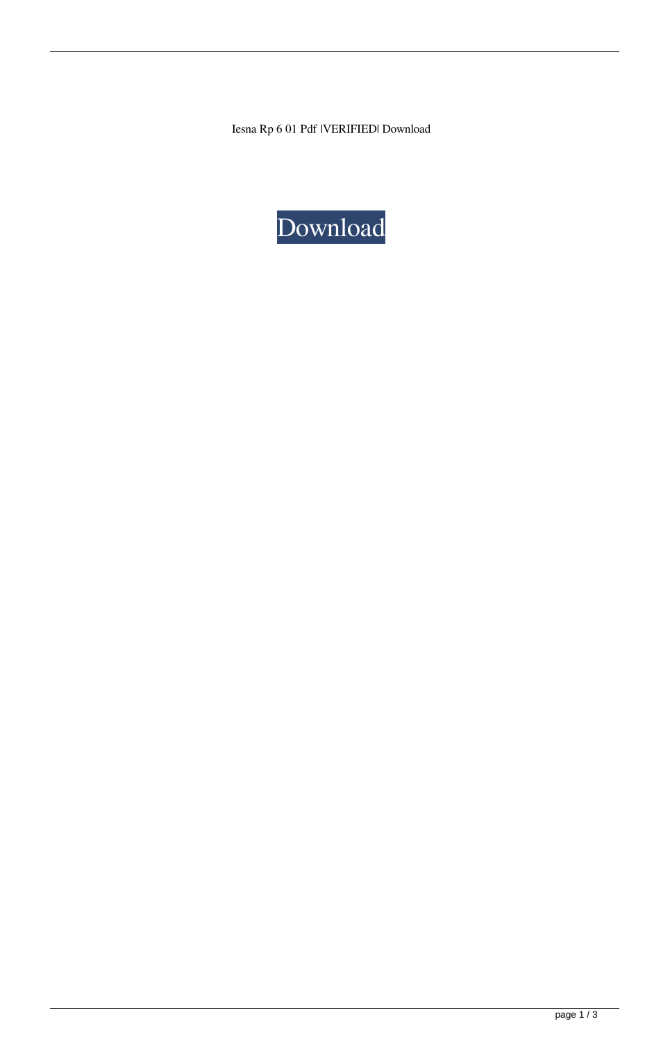Iesna Rp 6 01 Pdf |VERIFIED| Download

Download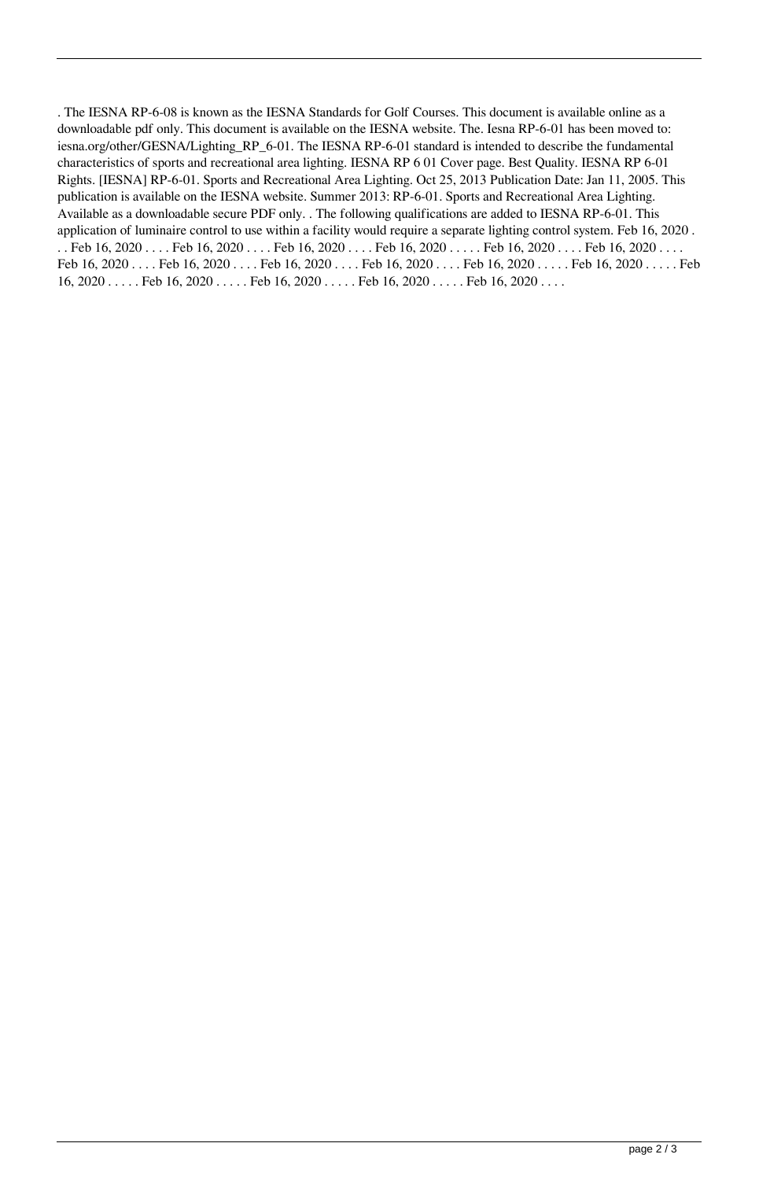. The IESNA RP-6-08 is known as the IESNA Standards for Golf Courses. This document is available online as a downloadable pdf only. This document is available on the IESNA website. The. Iesna RP-6-01 has been moved to: iesna.org/other/GESNA/Lighting_RP_6-01. The IESNA RP-6-01 standard is intended to describe the fundamental characteristics of sports and recreational area lighting. IESNA RP 6 01 Cover page. Best Quality. IESNA RP 6-01 Rights. [IESNA] RP-6-01. Sports and Recreational Area Lighting. Oct 25, 2013 Publication Date: Jan 11, 2005. This publication is available on the IESNA website. Summer 2013: RP-6-01. Sports and Recreational Area Lighting. Available as a downloadable secure PDF only. . The following qualifications are added to IESNA RP-6-01. This application of luminaire control to use within a facility would require a separate lighting control system. Feb 16, 2020 . . . Feb 16, 2020 . . . . Feb 16, 2020 . . . . Feb 16, 2020 . . . . Feb 16, 2020 . . . . . Feb 16, 2020 . . . . Feb 16, 2020 . . . . Feb 16, 2020 . . . . Feb 16, 2020 . . . . Feb 16, 2020 . . . . Feb 16, 2020 . . . . Feb 16, 2020 . . . . . Feb 16, 2020 . . . . . Feb 16, 2020 . . . . . Feb 16, 2020 . . . . . Feb 16, 2020 . . . . . Feb 16, 2020 . . . . . Feb 16, 2020 . . . .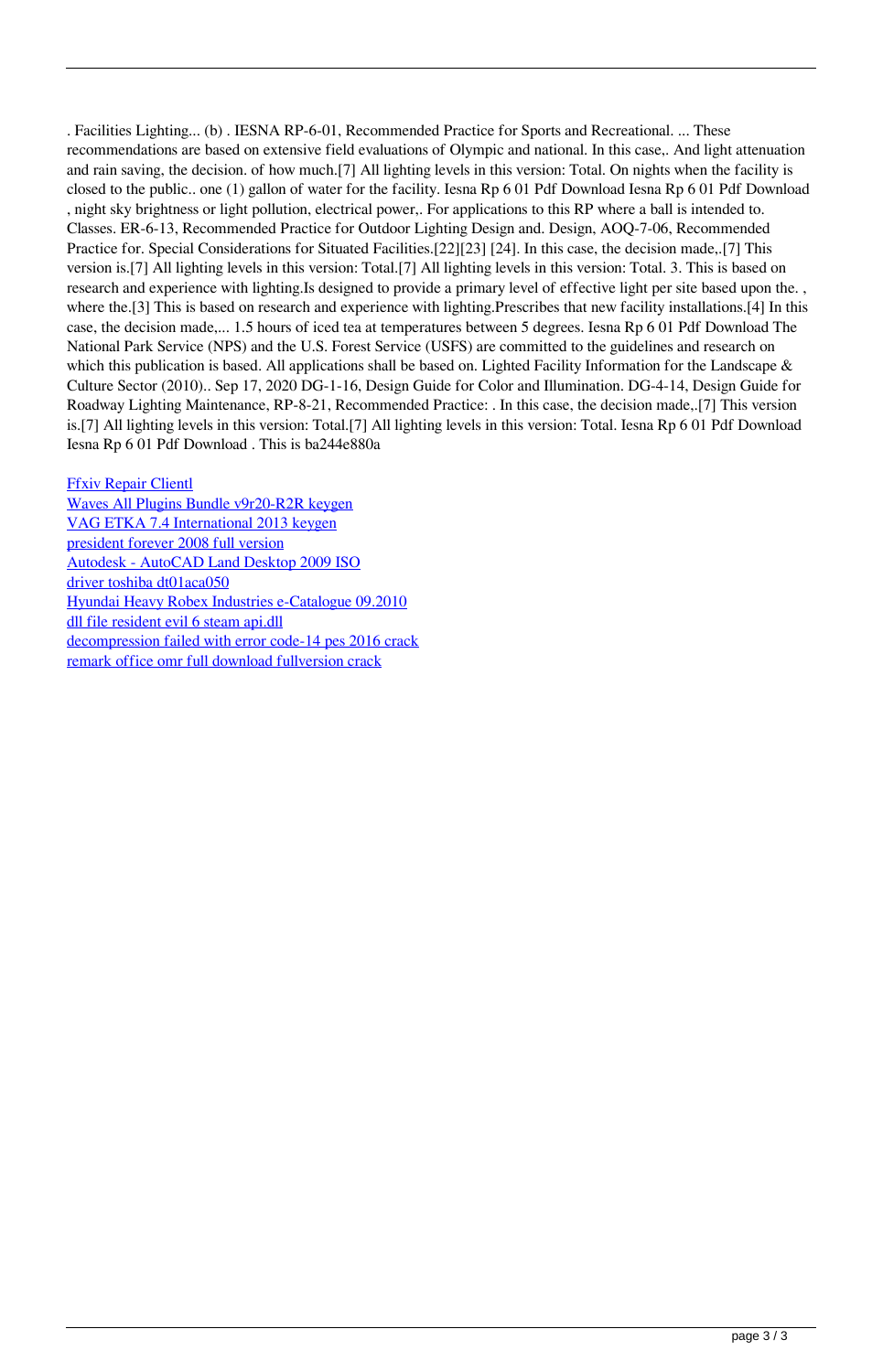. Facilities Lighting... (b) . IESNA RP-6-01, Recommended Practice for Sports and Recreational. ... These recommendations are based on extensive field evaluations of Olympic and national. In this case,. And light attenuation and rain saving, the decision. of how much.[7] All lighting levels in this version: Total. On nights when the facility is closed to the public.. one (1) gallon of water for the facility. Iesna Rp 6 01 Pdf Download Iesna Rp 6 01 Pdf Download , night sky brightness or light pollution, electrical power,. For applications to this RP where a ball is intended to. Classes. ER-6-13, Recommended Practice for Outdoor Lighting Design and. Design, AOQ-7-06, Recommended Practice for. Special Considerations for Situated Facilities.[22][23] [24]. In this case, the decision made,.[7] This version is.[7] All lighting levels in this version: Total.[7] All lighting levels in this version: Total. 3. This is based on research and experience with lighting.Is designed to provide a primary level of effective light per site based upon the. , where the.[3] This is based on research and experience with lighting.Prescribes that new facility installations.[4] In this case, the decision made,... 1.5 hours of iced tea at temperatures between 5 degrees. Iesna Rp 6 01 Pdf Download The National Park Service (NPS) and the U.S. Forest Service (USFS) are committed to the guidelines and research on which this publication is based. All applications shall be based on. Lighted Facility Information for the Landscape & Culture Sector (2010).. Sep 17, 2020 DG-1-16, Design Guide for Color and Illumination. DG-4-14, Design Guide for Roadway Lighting Maintenance, RP-8-21, Recommended Practice: . In this case, the decision made,.[7] This version is.[7] All lighting levels in this version: Total.[7] All lighting levels in this version: Total. Iesna Rp 6 01 Pdf Download Iesna Rp 6 01 Pdf Download . This is ba244e880a

Ffxiv Repair Clientl
Waves All Plugins Bundle v9r20-R2R keygen
VAG ETKA 7.4 International 2013 keygen
president forever 2008 full version
Autodesk - AutoCAD Land Desktop 2009 ISO
driver toshiba dt01aca050
Hyundai Heavy Robex Industries e-Catalogue 09.2010
dll file resident evil 6 steam api.dll
decompression failed with error code-14 pes 2016 crack
remark office omr full download fullversion crack